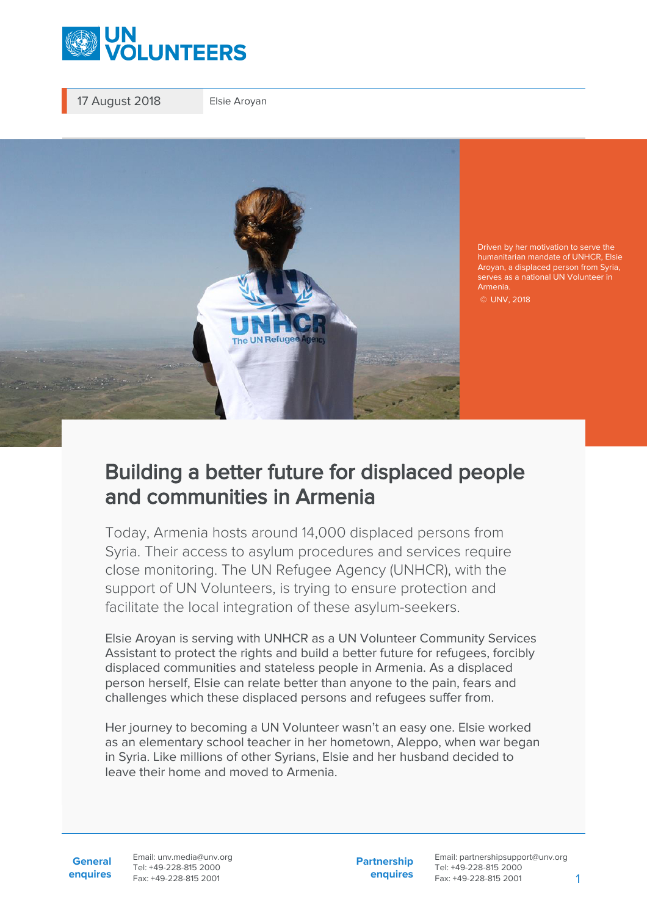17 August 2018 | Elsie Aroyan

Driven by her motivation to serve the humanitarian mandate of UNHCR, Elsie Aroyan, a displaced person from Syria, serves as a national UN Volunteer in Armenia.
© UNV, 2018

# Building a better future for displaced people and communities in Armenia

Today, Armenia hosts around 14,000 displaced persons from Syria. Their access to asylum procedures and services require close monitoring. The UN Refugee Agency (UNHCR), with the support of UN Volunteers, is trying to ensure protection and facilitate the local integration of these asylum-seekers.

Elsie Aroyan is serving with UNHCR as a UN Volunteer Community Services Assistant to protect the rights and build a better future for refugees, forcibly displaced communities and stateless people in Armenia. As a displaced person herself, Elsie can relate better than anyone to the pain, fears and challenges which these displaced persons and refugees suffer from.

Her journey to becoming a UN Volunteer wasn't an easy one. Elsie worked as an elementary school teacher in her hometown, Aleppo, when war began in Syria. Like millions of other Syrians, Elsie and her husband decided to leave their home and moved to Armenia.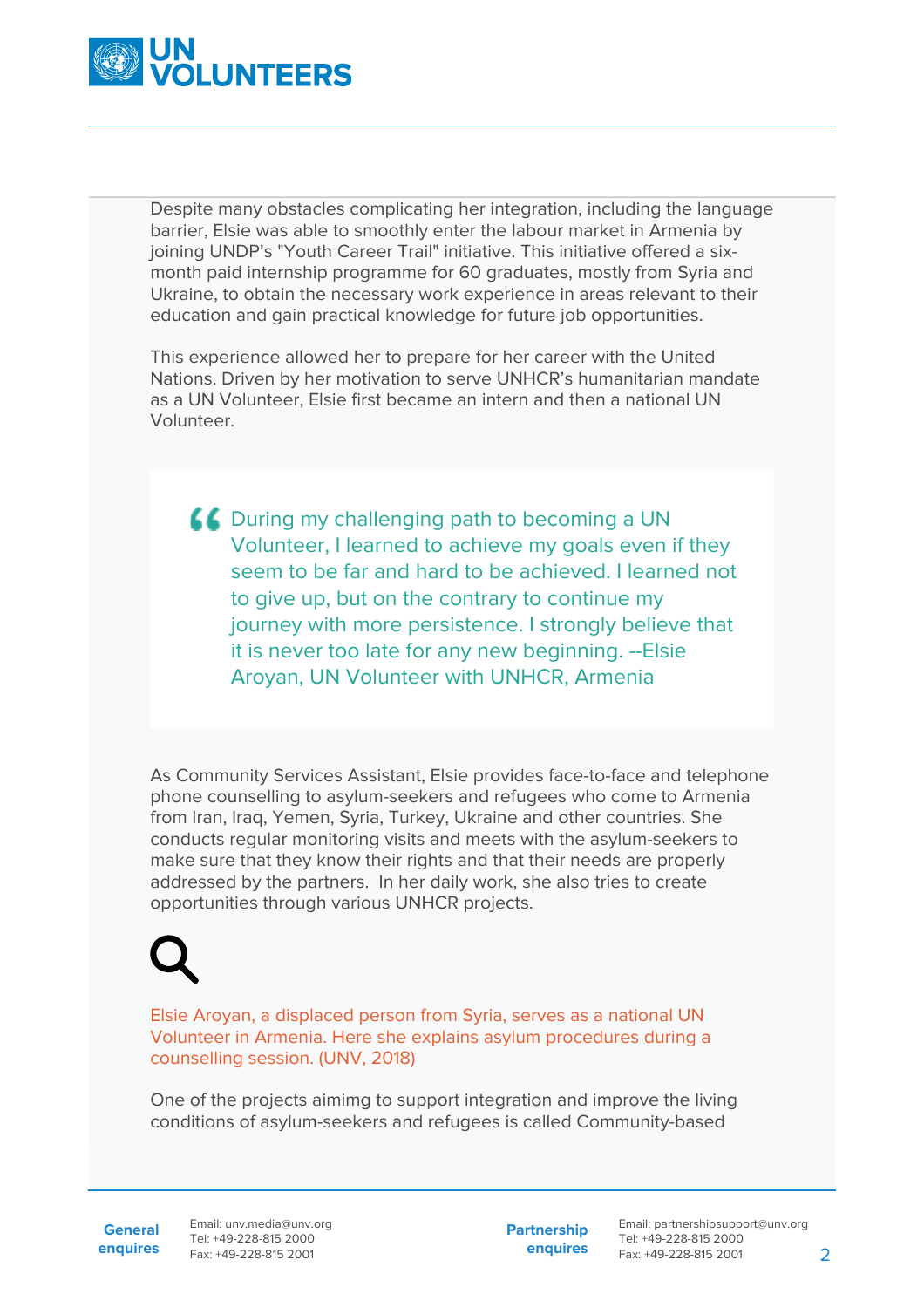Despite many obstacles complicating her integration, including the language barrier, Elsie was able to smoothly enter the labour market in Armenia by joining UNDP's "Youth Career Trail" initiative. This initiative offered a six-month paid internship programme for 60 graduates, mostly from Syria and Ukraine, to obtain the necessary work experience in areas relevant to their education and gain practical knowledge for future job opportunities.

This experience allowed her to prepare for her career with the United Nations. Driven by her motivation to serve UNHCR's humanitarian mandate as a UN Volunteer, Elsie first became an intern and then a national UN Volunteer.

> During my challenging path to becoming a UN Volunteer, I learned to achieve my goals even if they seem to be far and hard to be achieved. I learned not to give up, but on the contrary to continue my journey with more persistence. I strongly believe that it is never too late for any new beginning. --Elsie Aroyan, UN Volunteer with UNHCR, Armenia

As Community Services Assistant, Elsie provides face-to-face and telephone phone counselling to asylum-seekers and refugees who come to Armenia from Iran, Iraq, Yemen, Syria, Turkey, Ukraine and other countries. She conducts regular monitoring visits and meets with the asylum-seekers to make sure that they know their rights and that their needs are properly addressed by the partners. In her daily work, she also tries to create opportunities through various UNHCR projects.

Elsie Aroyan, a displaced person from Syria, serves as a national UN Volunteer in Armenia. Here she explains asylum procedures during a counselling session. (UNV, 2018)

One of the projects aimimg to support integration and improve the living conditions of asylum-seekers and refugees is called Community-based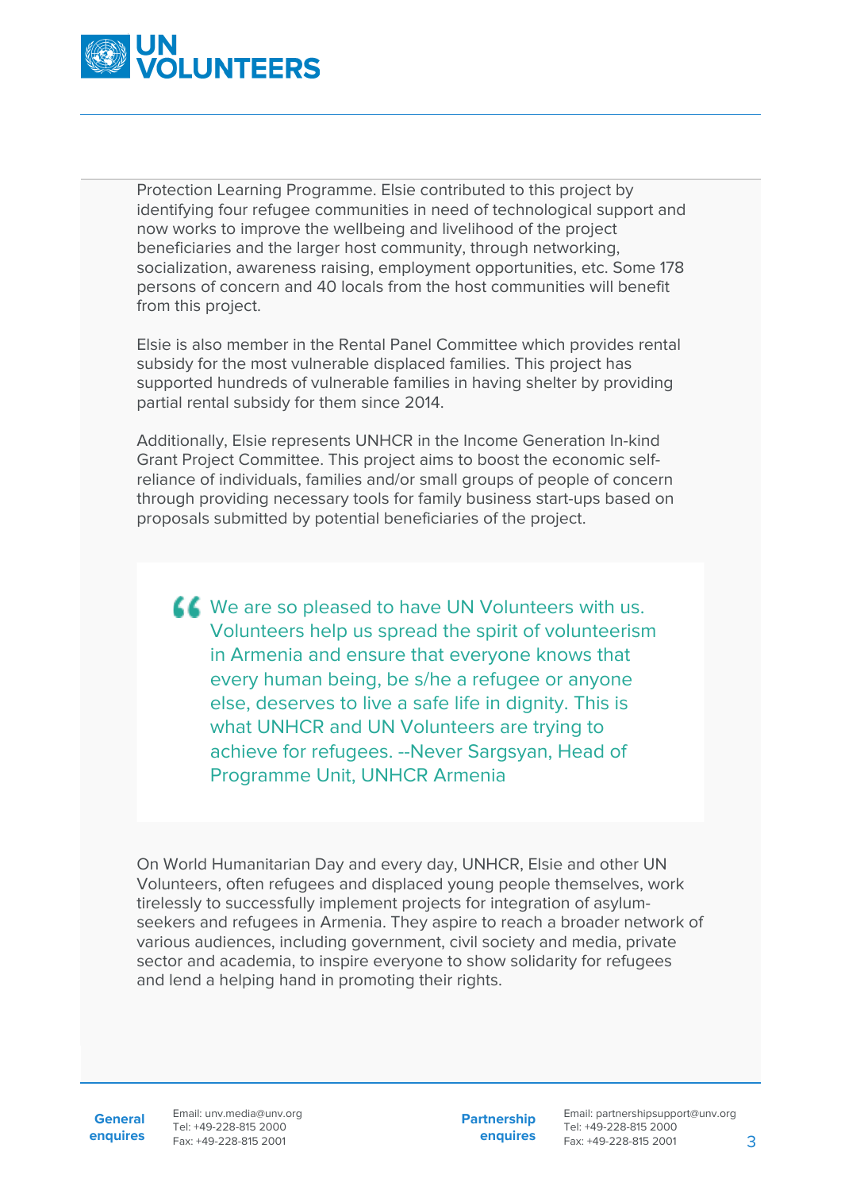Protection Learning Programme. Elsie contributed to this project by identifying four refugee communities in need of technological support and now works to improve the wellbeing and livelihood of the project beneficiaries and the larger host community, through networking, socialization, awareness raising, employment opportunities, etc. Some 178 persons of concern and 40 locals from the host communities will benefit from this project.

Elsie is also member in the Rental Panel Committee which provides rental subsidy for the most vulnerable displaced families. This project has supported hundreds of vulnerable families in having shelter by providing partial rental subsidy for them since 2014.

Additionally, Elsie represents UNHCR in the Income Generation In-kind Grant Project Committee. This project aims to boost the economic self-reliance of individuals, families and/or small groups of people of concern through providing necessary tools for family business start-ups based on proposals submitted by potential beneficiaries of the project.

> We are so pleased to have UN Volunteers with us. Volunteers help us spread the spirit of volunteerism in Armenia and ensure that everyone knows that every human being, be s/he a refugee or anyone else, deserves to live a safe life in dignity. This is what UNHCR and UN Volunteers are trying to achieve for refugees. --Never Sargsyan, Head of Programme Unit, UNHCR Armenia

On World Humanitarian Day and every day, UNHCR, Elsie and other UN Volunteers, often refugees and displaced young people themselves, work tirelessly to successfully implement projects for integration of asylum-seekers and refugees in Armenia. They aspire to reach a broader network of various audiences, including government, civil society and media, private sector and academia, to inspire everyone to show solidarity for refugees and lend a helping hand in promoting their rights.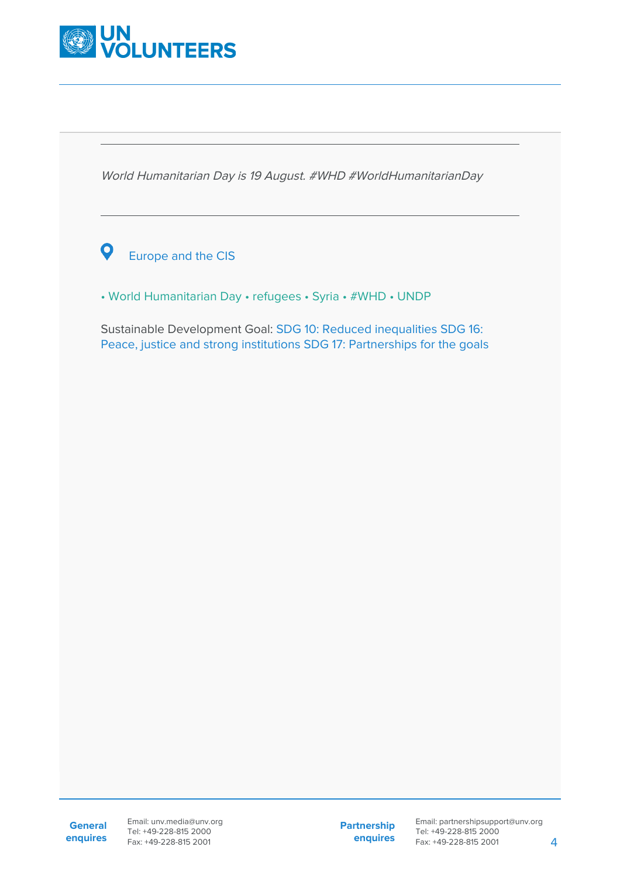*World Humanitarian Day is 19 August. #WHD #WorldHumanitarianDay*

---

Europe and the CIS

• World Humanitarian Day • refugees • Syria • #WHD • UNDP

Sustainable Development Goal: SDG 10: Reduced inequalities SDG 16: Peace, justice and strong institutions SDG 17: Partnerships for the goals